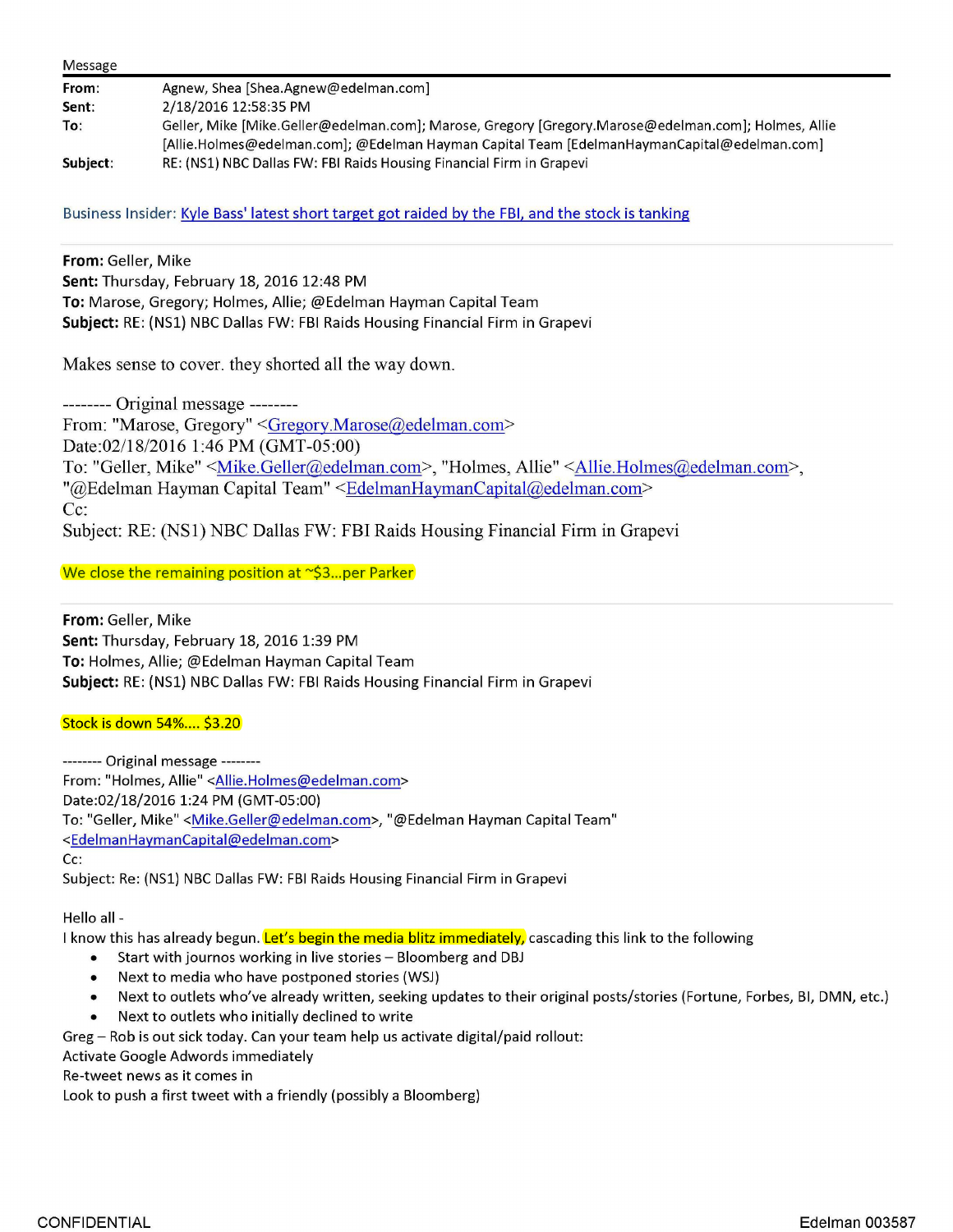Message

**From:** Agnew, Shea [Shea.Agnew@edelman.com]
**Sent:** 2/18/2016 12:58:35 PM
**To:** Geller, Mike [Mike.Geller@edelman.com]; Marose, Gregory [Gregory.Marose@edelman.com]; Holmes, Allie [Allie.Holmes@edelman.com]; @Edelman Hayman Capital Team [EdelmanHaymanCapital@edelman.com]
**Subject:** RE: (NS1) NBC Dallas FW: FBI Raids Housing Financial Firm in Grapevi

Business Insider: Kyle Bass' latest short target got raided by the FBI, and the stock is tanking

---

**From:** Geller, Mike
**Sent:** Thursday, February 18, 2016 12:48 PM
**To:** Marose, Gregory; Holmes, Allie; @Edelman Hayman Capital Team
**Subject:** RE: (NS1) NBC Dallas FW: FBI Raids Housing Financial Firm in Grapevi

Makes sense to cover. they shorted all the way down.

-------- Original message --------
From: "Marose, Gregory" <Gregory.Marose@edelman.com>
Date:02/18/2016 1:46 PM (GMT-05:00)
To: "Geller, Mike" <Mike.Geller@edelman.com>, "Holmes, Allie" <Allie.Holmes@edelman.com>, "@Edelman Hayman Capital Team" <EdelmanHaymanCapital@edelman.com>
Cc:
Subject: RE: (NS1) NBC Dallas FW: FBI Raids Housing Financial Firm in Grapevi

We close the remaining position at ~$3...per Parker

---

**From:** Geller, Mike
**Sent:** Thursday, February 18, 2016 1:39 PM
**To:** Holmes, Allie; @Edelman Hayman Capital Team
**Subject:** RE: (NS1) NBC Dallas FW: FBI Raids Housing Financial Firm in Grapevi

Stock is down 54%.... $3.20

-------- Original message --------
From: "Holmes, Allie" <Allie.Holmes@edelman.com>
Date:02/18/2016 1:24 PM (GMT-05:00)
To: "Geller, Mike" <Mike.Geller@edelman.com>, "@Edelman Hayman Capital Team" <EdelmanHaymanCapital@edelman.com>
Cc:
Subject: Re: (NS1) NBC Dallas FW: FBI Raids Housing Financial Firm in Grapevi

Hello all -
I know this has already begun. Let's begin the media blitz immediately, cascading this link to the following

- Start with journos working in live stories – Bloomberg and DBJ
- Next to media who have postponed stories (WSJ)
- Next to outlets who've already written, seeking updates to their original posts/stories (Fortune, Forbes, BI, DMN, etc.)
- Next to outlets who initially declined to write

Greg – Rob is out sick today. Can your team help us activate digital/paid rollout:
Activate Google Adwords immediately
Re-tweet news as it comes in
Look to push a first tweet with a friendly (possibly a Bloomberg)

CONFIDENTIAL Edelman 003587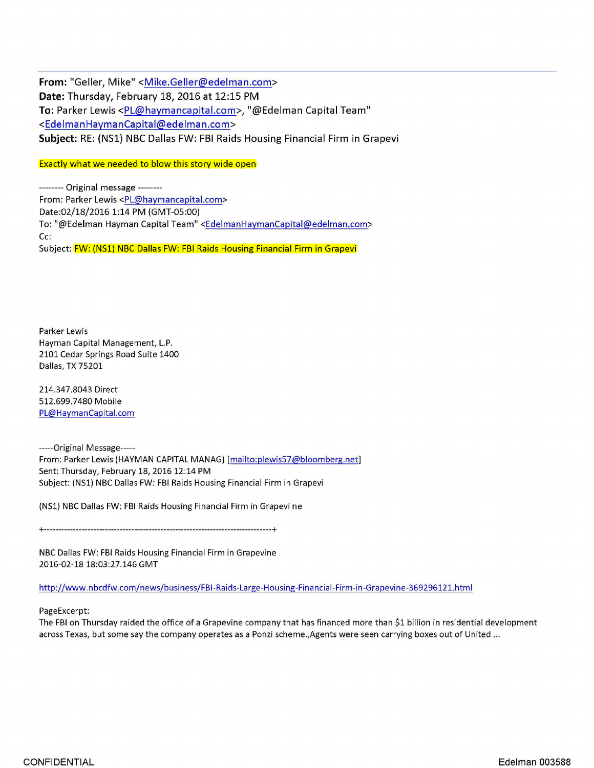**From:** "Geller, Mike" <Mike.Geller@edelman.com>
**Date:** Thursday, February 18, 2016 at 12:15 PM
**To:** Parker Lewis <PL@haymancapital.com>, "@Edelman Capital Team" <EdelmanHaymanCapital@edelman.com>
**Subject:** RE: (NS1) NBC Dallas FW: FBI Raids Housing Financial Firm in Grapevi

Exactly what we needed to blow this story wide open

-------- Original message --------
From: Parker Lewis <PL@haymancapital.com>
Date:02/18/2016 1:14 PM (GMT-05:00)
To: "@Edelman Hayman Capital Team" <EdelmanHaymanCapital@edelman.com>
Cc:
Subject: FW: (NS1) NBC Dallas FW: FBI Raids Housing Financial Firm in Grapevi

Parker Lewis
Hayman Capital Management, L.P.
2101 Cedar Springs Road Suite 1400
Dallas, TX 75201

214.347.8043 Direct
512.699.7480 Mobile
PL@HaymanCapital.com

-----Original Message-----
From: Parker Lewis (HAYMAN CAPITAL MANAG) [mailto:plewis57@bloomberg.net]
Sent: Thursday, February 18, 2016 12:14 PM
Subject: (NS1) NBC Dallas FW: FBI Raids Housing Financial Firm in Grapevi

(NS1) NBC Dallas FW: FBI Raids Housing Financial Firm in Grapevi ne

+------------------------------------------------------------------------------+

NBC Dallas FW: FBI Raids Housing Financial Firm in Grapevine
2016-02-18 18:03:27.146 GMT

http://www.nbcdfw.com/news/business/FBI-Raids-Large-Housing-Financial-Firm-in-Grapevine-369296121.html

PageExcerpt:
The FBI on Thursday raided the office of a Grapevine company that has financed more than $1 billion in residential development across Texas, but some say the company operates as a Ponzi scheme.,Agents were seen carrying boxes out of United ...

CONFIDENTIAL

Edelman 003588